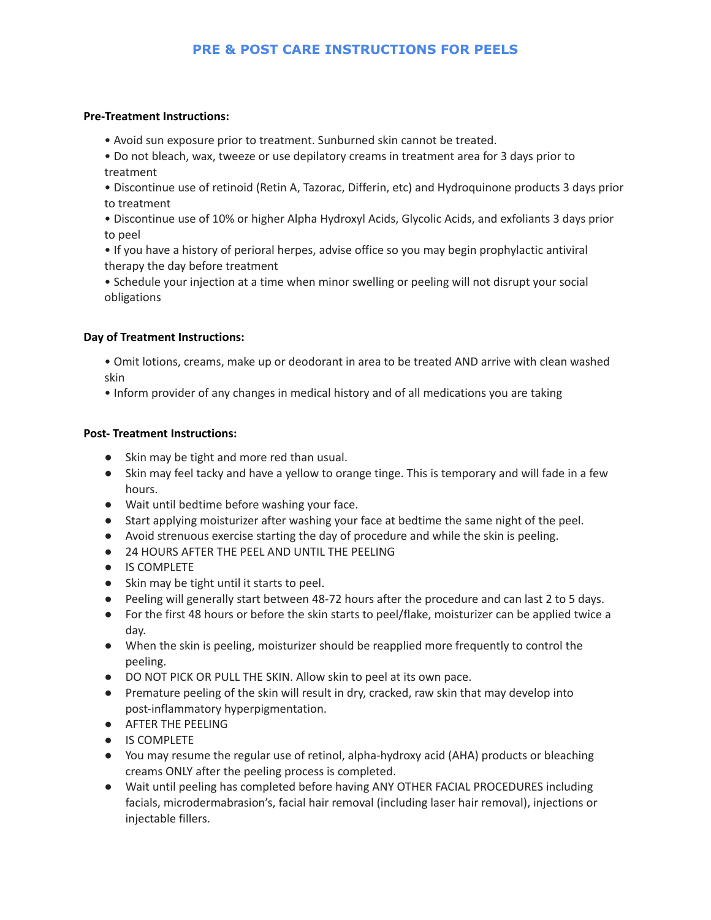# PRE & POST CARE INSTRUCTIONS FOR PEELS

**Pre-Treatment Instructions:**

- Avoid sun exposure prior to treatment. Sunburned skin cannot be treated.
- Do not bleach, wax, tweeze or use depilatory creams in treatment area for 3 days prior to treatment
- Discontinue use of retinoid (Retin A, Tazorac, Differin, etc) and Hydroquinone products 3 days prior to treatment
- Discontinue use of 10% or higher Alpha Hydroxyl Acids, Glycolic Acids, and exfoliants 3 days prior to peel
- If you have a history of perioral herpes, advise office so you may begin prophylactic antiviral therapy the day before treatment
- Schedule your injection at a time when minor swelling or peeling will not disrupt your social obligations

**Day of Treatment Instructions:**

- Omit lotions, creams, make up or deodorant in area to be treated AND arrive with clean washed skin
- Inform provider of any changes in medical history and of all medications you are taking

**Post- Treatment Instructions:**

- Skin may be tight and more red than usual.
- Skin may feel tacky and have a yellow to orange tinge. This is temporary and will fade in a few hours.
- Wait until bedtime before washing your face.
- Start applying moisturizer after washing your face at bedtime the same night of the peel.
- Avoid strenuous exercise starting the day of procedure and while the skin is peeling.
- 24 HOURS AFTER THE PEEL AND UNTIL THE PEELING
- IS COMPLETE
- Skin may be tight until it starts to peel.
- Peeling will generally start between 48-72 hours after the procedure and can last 2 to 5 days.
- For the first 48 hours or before the skin starts to peel/flake, moisturizer can be applied twice a day.
- When the skin is peeling, moisturizer should be reapplied more frequently to control the peeling.
- DO NOT PICK OR PULL THE SKIN. Allow skin to peel at its own pace.
- Premature peeling of the skin will result in dry, cracked, raw skin that may develop into post-inflammatory hyperpigmentation.
- AFTER THE PEELING
- IS COMPLETE
- You may resume the regular use of retinol, alpha-hydroxy acid (AHA) products or bleaching creams ONLY after the peeling process is completed.
- Wait until peeling has completed before having ANY OTHER FACIAL PROCEDURES including facials, microdermabrasion's, facial hair removal (including laser hair removal), injections or injectable fillers.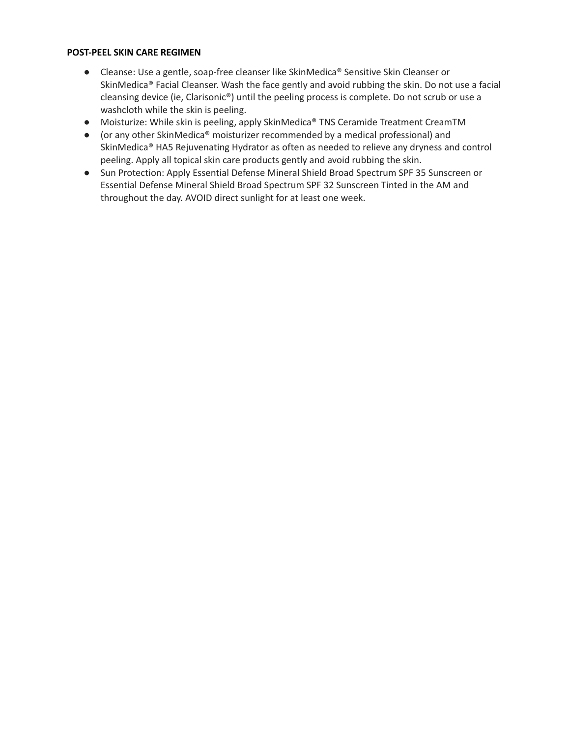**POST-PEEL SKIN CARE REGIMEN**

- Cleanse: Use a gentle, soap-free cleanser like SkinMedica® Sensitive Skin Cleanser or SkinMedica® Facial Cleanser. Wash the face gently and avoid rubbing the skin. Do not use a facial cleansing device (ie, Clarisonic®) until the peeling process is complete. Do not scrub or use a washcloth while the skin is peeling.
- Moisturize: While skin is peeling, apply SkinMedica® TNS Ceramide Treatment CreamTM
- (or any other SkinMedica® moisturizer recommended by a medical professional) and SkinMedica® HA5 Rejuvenating Hydrator as often as needed to relieve any dryness and control peeling. Apply all topical skin care products gently and avoid rubbing the skin.
- Sun Protection: Apply Essential Defense Mineral Shield Broad Spectrum SPF 35 Sunscreen or Essential Defense Mineral Shield Broad Spectrum SPF 32 Sunscreen Tinted in the AM and throughout the day. AVOID direct sunlight for at least one week.